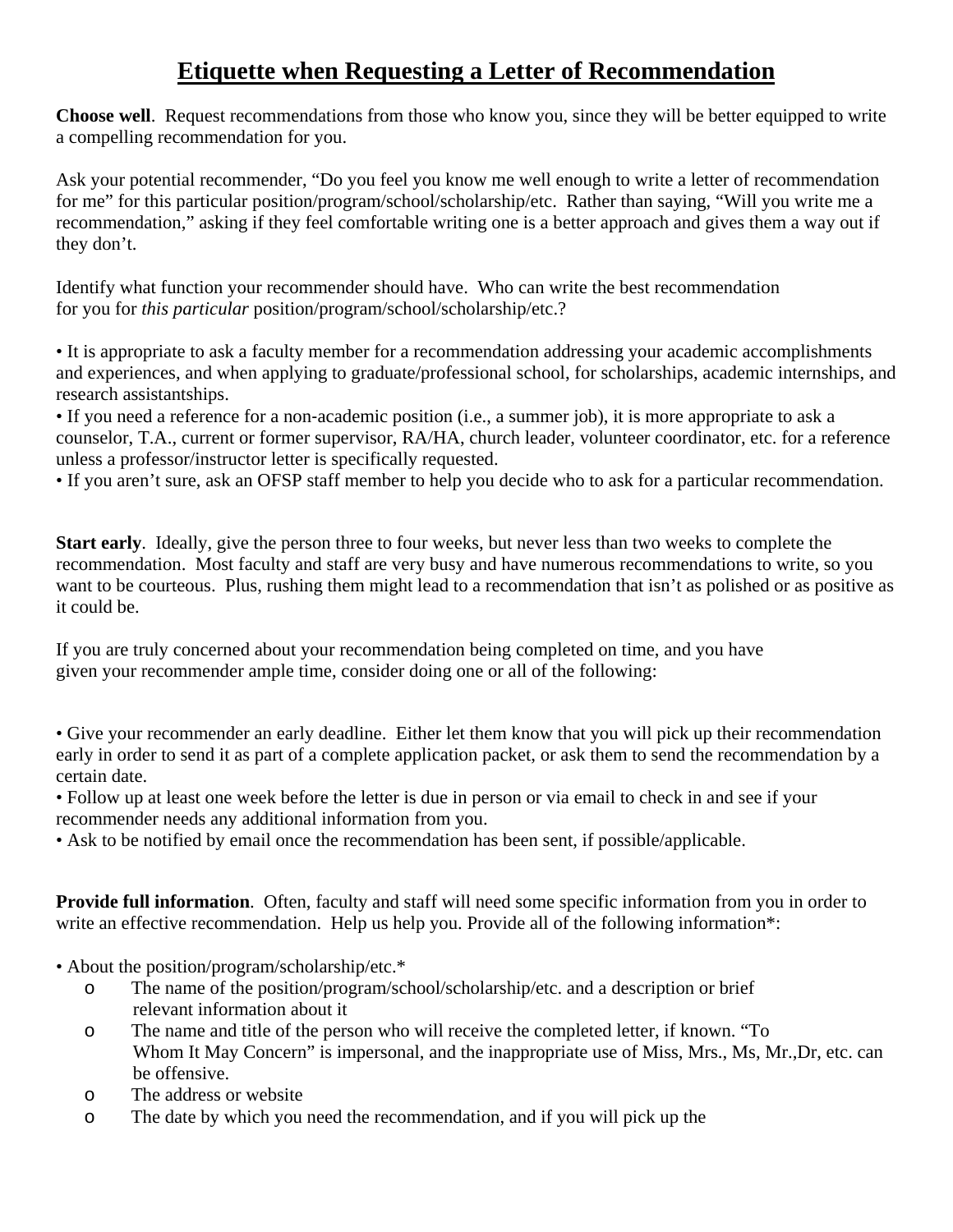# Etiquette when Requesting a Letter of Recommendation

**Choose well**. Request recommendations from those who know you, since they will be better equipped to write a compelling recommendation for you.

Ask your potential recommender, "Do you feel you know me well enough to write a letter of recommendation for me" for this particular position/program/school/scholarship/etc. Rather than saying, "Will you write me a recommendation," asking if they feel comfortable writing one is a better approach and gives them a way out if they don't.

Identify what function your recommender should have. Who can write the best recommendation for you for *this particular* position/program/school/scholarship/etc.?

- It is appropriate to ask a faculty member for a recommendation addressing your academic accomplishments and experiences, and when applying to graduate/professional school, for scholarships, academic internships, and research assistantships.
- If you need a reference for a non-academic position (i.e., a summer job), it is more appropriate to ask a counselor, T.A., current or former supervisor, RA/HA, church leader, volunteer coordinator, etc. for a reference unless a professor/instructor letter is specifically requested.
- If you aren't sure, ask an OFSP staff member to help you decide who to ask for a particular recommendation.

**Start early**. Ideally, give the person three to four weeks, but never less than two weeks to complete the recommendation. Most faculty and staff are very busy and have numerous recommendations to write, so you want to be courteous. Plus, rushing them might lead to a recommendation that isn't as polished or as positive as it could be.

If you are truly concerned about your recommendation being completed on time, and you have given your recommender ample time, consider doing one or all of the following:

- Give your recommender an early deadline. Either let them know that you will pick up their recommendation early in order to send it as part of a complete application packet, or ask them to send the recommendation by a certain date.
- Follow up at least one week before the letter is due in person or via email to check in and see if your recommender needs any additional information from you.
- Ask to be notified by email once the recommendation has been sent, if possible/applicable.

**Provide full information**. Often, faculty and staff will need some specific information from you in order to write an effective recommendation. Help us help you. Provide all of the following information*:

- About the position/program/scholarship/etc.*
    - The name of the position/program/school/scholarship/etc. and a description or brief relevant information about it
    - The name and title of the person who will receive the completed letter, if known. "To Whom It May Concern" is impersonal, and the inappropriate use of Miss, Mrs., Ms, Mr.,Dr, etc. can be offensive.
    - The address or website
    - The date by which you need the recommendation, and if you will pick up the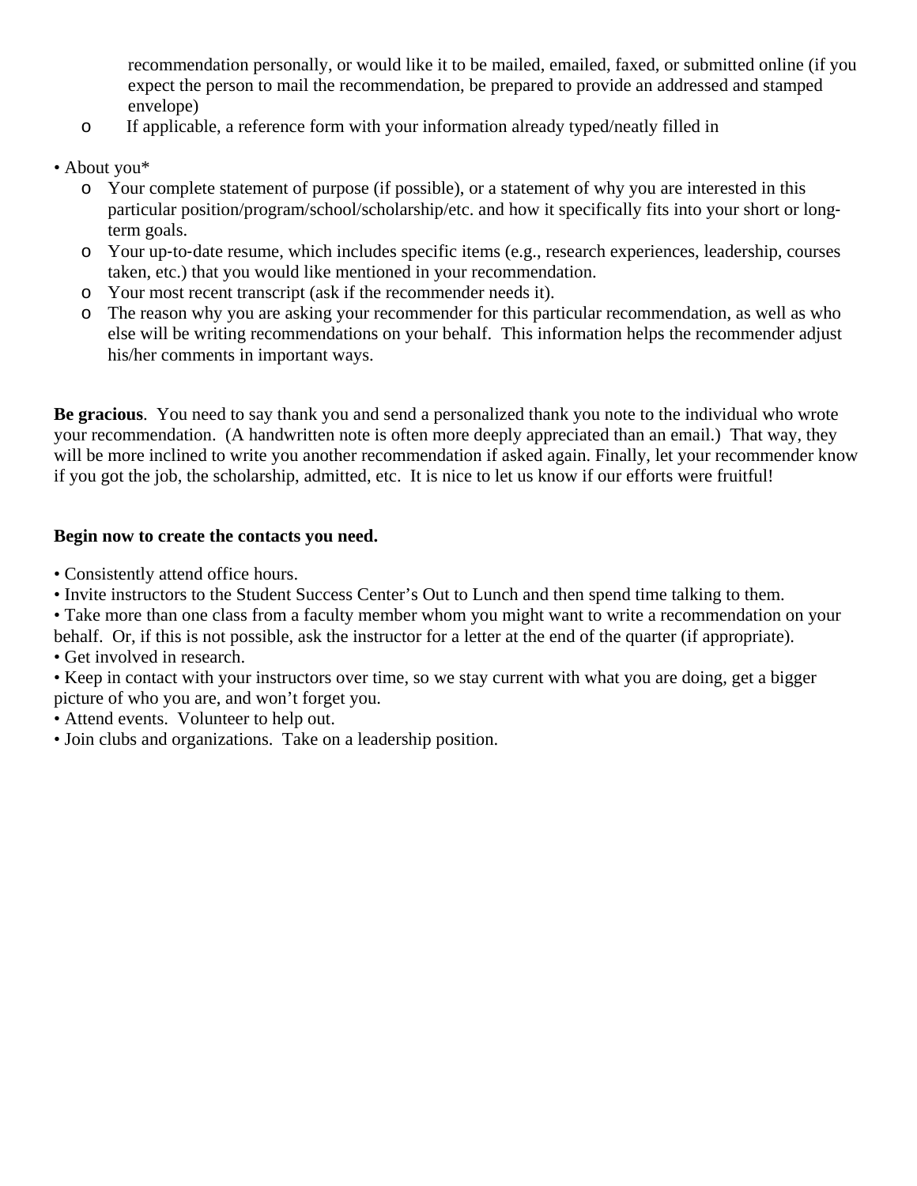recommendation personally, or would like it to be mailed, emailed, faxed, or submitted online (if you expect the person to mail the recommendation, be prepared to provide an addressed and stamped envelope)

  - If applicable, a reference form with your information already typed/neatly filled in

- About you*
  - Your complete statement of purpose (if possible), or a statement of why you are interested in this particular position/program/school/scholarship/etc. and how it specifically fits into your short or long-term goals.
  - Your up-to-date resume, which includes specific items (e.g., research experiences, leadership, courses taken, etc.) that you would like mentioned in your recommendation.
  - Your most recent transcript (ask if the recommender needs it).
  - The reason why you are asking your recommender for this particular recommendation, as well as who else will be writing recommendations on your behalf. This information helps the recommender adjust his/her comments in important ways.

**Be gracious**. You need to say thank you and send a personalized thank you note to the individual who wrote your recommendation. (A handwritten note is often more deeply appreciated than an email.) That way, they will be more inclined to write you another recommendation if asked again. Finally, let your recommender know if you got the job, the scholarship, admitted, etc. It is nice to let us know if our efforts were fruitful!

**Begin now to create the contacts you need.**

- Consistently attend office hours.
- Invite instructors to the Student Success Center's Out to Lunch and then spend time talking to them.
- Take more than one class from a faculty member whom you might want to write a recommendation on your behalf. Or, if this is not possible, ask the instructor for a letter at the end of the quarter (if appropriate).
- Get involved in research.
- Keep in contact with your instructors over time, so we stay current with what you are doing, get a bigger picture of who you are, and won't forget you.
- Attend events. Volunteer to help out.
- Join clubs and organizations. Take on a leadership position.